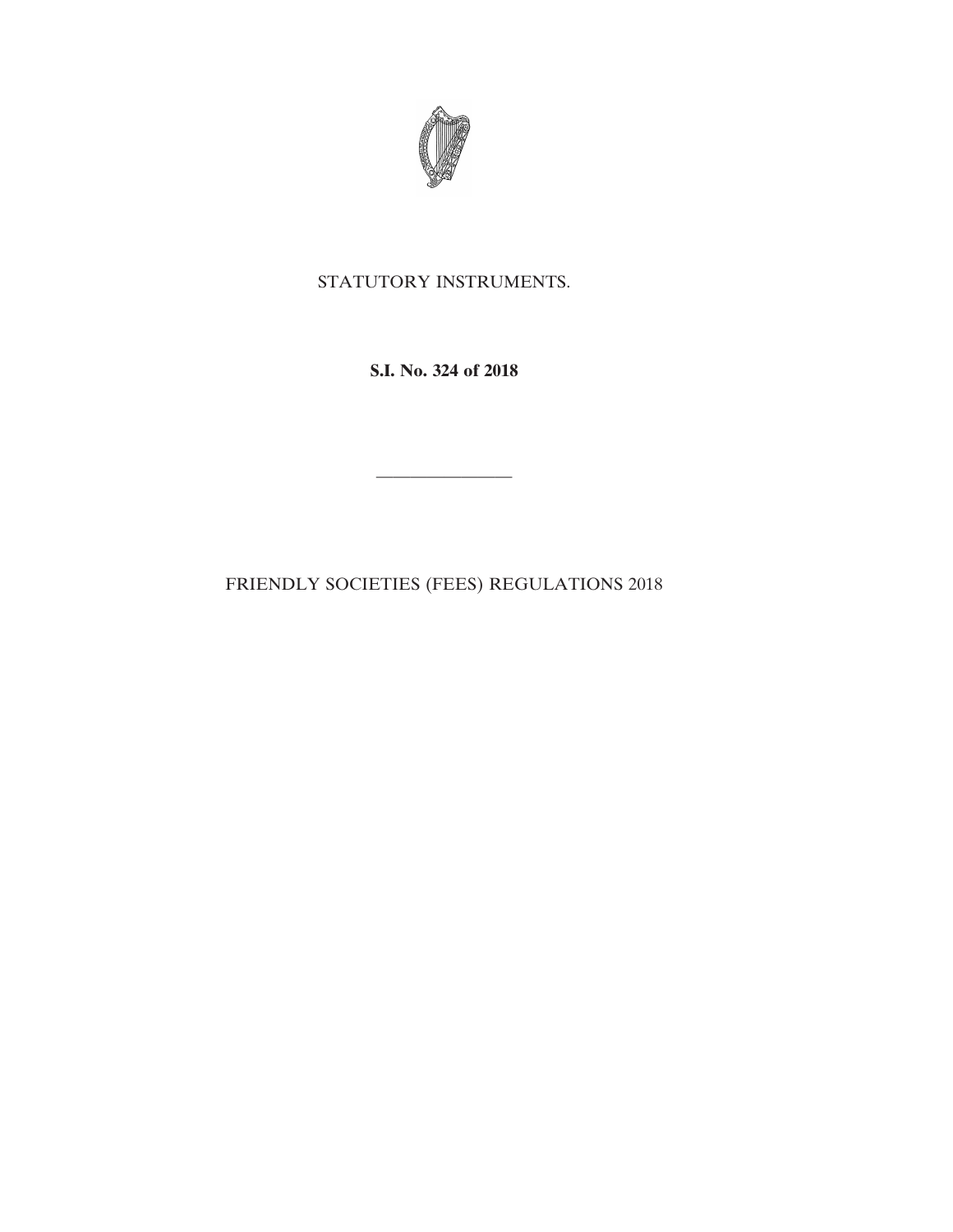STATUTORY INSTRUMENTS.

**S.I. No. 324 of 2018**

---

FRIENDLY SOCIETIES (FEES) REGULATIONS 2018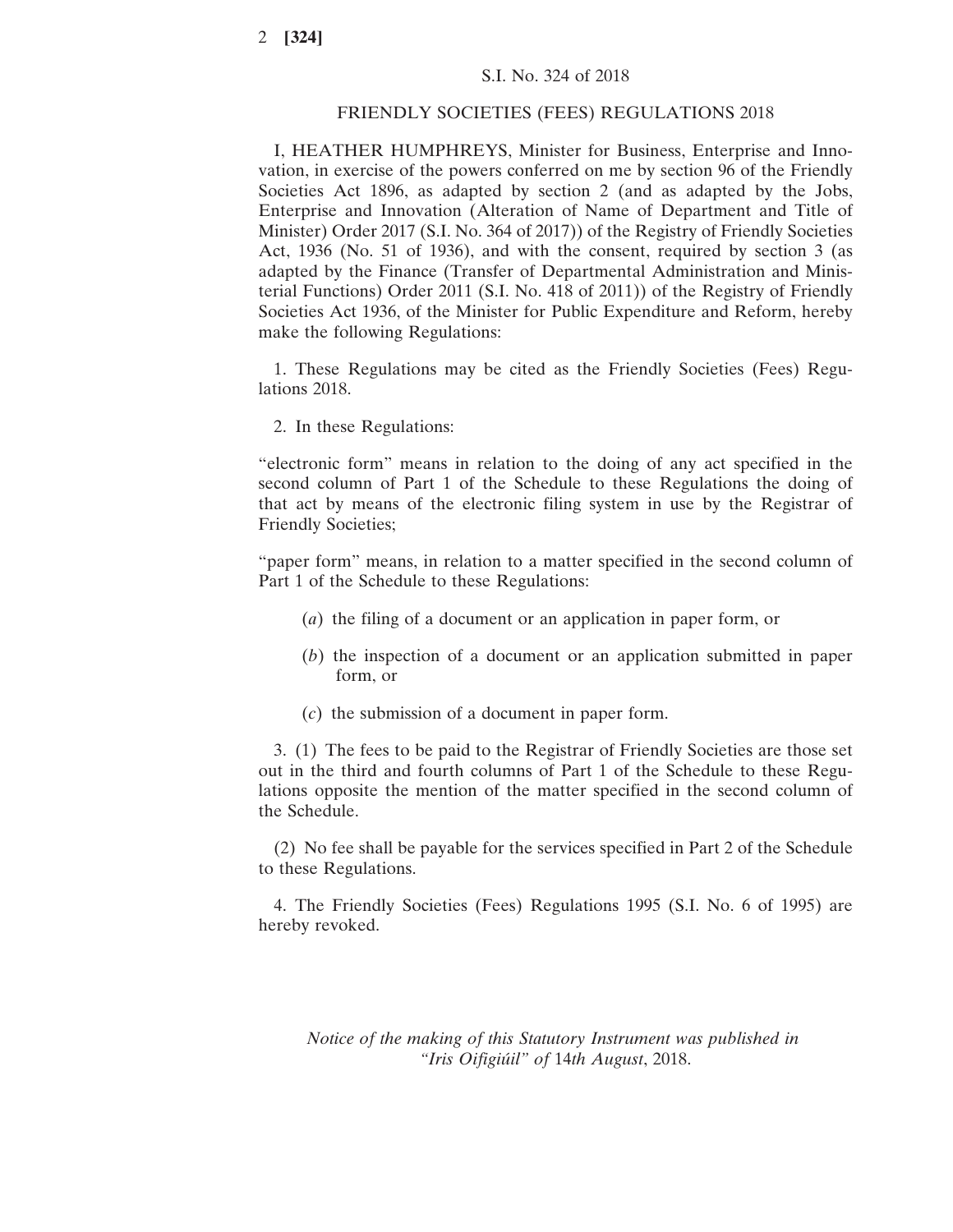S.I. No. 324 of 2018

FRIENDLY SOCIETIES (FEES) REGULATIONS 2018

I, HEATHER HUMPHREYS, Minister for Business, Enterprise and Innovation, in exercise of the powers conferred on me by section 96 of the Friendly Societies Act 1896, as adapted by section 2 (and as adapted by the Jobs, Enterprise and Innovation (Alteration of Name of Department and Title of Minister) Order 2017 (S.I. No. 364 of 2017)) of the Registry of Friendly Societies Act, 1936 (No. 51 of 1936), and with the consent, required by section 3 (as adapted by the Finance (Transfer of Departmental Administration and Ministerial Functions) Order 2011 (S.I. No. 418 of 2011)) of the Registry of Friendly Societies Act 1936, of the Minister for Public Expenditure and Reform, hereby make the following Regulations:

1. These Regulations may be cited as the Friendly Societies (Fees) Regulations 2018.

2. In these Regulations:

"electronic form" means in relation to the doing of any act specified in the second column of Part 1 of the Schedule to these Regulations the doing of that act by means of the electronic filing system in use by the Registrar of Friendly Societies;

"paper form" means, in relation to a matter specified in the second column of Part 1 of the Schedule to these Regulations:

(*a*) the filing of a document or an application in paper form, or

(*b*) the inspection of a document or an application submitted in paper form, or

(*c*) the submission of a document in paper form.

3. (1) The fees to be paid to the Registrar of Friendly Societies are those set out in the third and fourth columns of Part 1 of the Schedule to these Regulations opposite the mention of the matter specified in the second column of the Schedule.

(2) No fee shall be payable for the services specified in Part 2 of the Schedule to these Regulations.

4. The Friendly Societies (Fees) Regulations 1995 (S.I. No. 6 of 1995) are hereby revoked.

*Notice of the making of this Statutory Instrument was published in "Iris Oifigiúil" of* 14*th August*, 2018.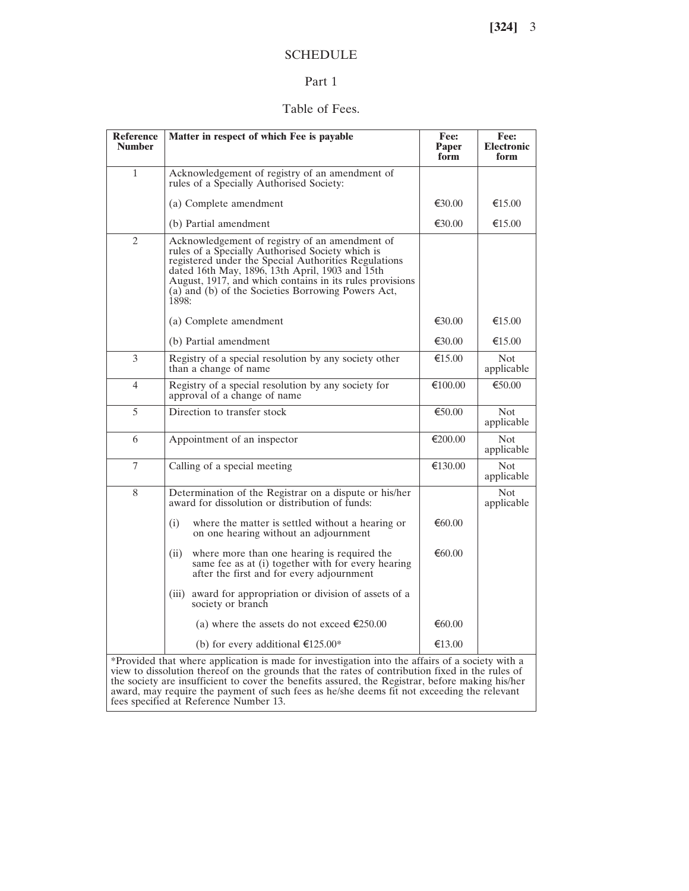# SCHEDULE

## Part 1

### Table of Fees.

| Reference Number | Matter in respect of which Fee is payable | Fee: Paper form | Fee: Electronic form |
|---|---|---|---|
| 1 | Acknowledgement of registry of an amendment of rules of a Specially Authorised Society: | | |
| | (a) Complete amendment | €30.00 | €15.00 |
| | (b) Partial amendment | €30.00 | €15.00 |
| 2 | Acknowledgement of registry of an amendment of rules of a Specially Authorised Society which is registered under the Special Authorities Regulations dated 16th May, 1896, 13th April, 1903 and 15th August, 1917, and which contains in its rules provisions (a) and (b) of the Societies Borrowing Powers Act, 1898: | | |
| | (a) Complete amendment | €30.00 | €15.00 |
| | (b) Partial amendment | €30.00 | €15.00 |
| 3 | Registry of a special resolution by any society other than a change of name | €15.00 | Not applicable |
| 4 | Registry of a special resolution by any society for approval of a change of name | €100.00 | €50.00 |
| 5 | Direction to transfer stock | €50.00 | Not applicable |
| 6 | Appointment of an inspector | €200.00 | Not applicable |
| 7 | Calling of a special meeting | €130.00 | Not applicable |
| 8 | Determination of the Registrar on a dispute or his/her award for dissolution or distribution of funds: | | Not applicable |
| | (i) where the matter is settled without a hearing or on one hearing without an adjournment | €60.00 | |
| | (ii) where more than one hearing is required the same fee as at (i) together with for every hearing after the first and for every adjournment | €60.00 | |
| | (iii) award for appropriation or division of assets of a society or branch | | |
| | (a) where the assets do not exceed €250.00 | €60.00 | |
| | (b) for every additional €125.00* | €13.00 | |

*Provided that where application is made for investigation into the affairs of a society with a view to dissolution thereof on the grounds that the rates of contribution fixed in the rules of the society are insufficient to cover the benefits assured, the Registrar, before making his/her award, may require the payment of such fees as he/she deems fit not exceeding the relevant fees specified at Reference Number 13.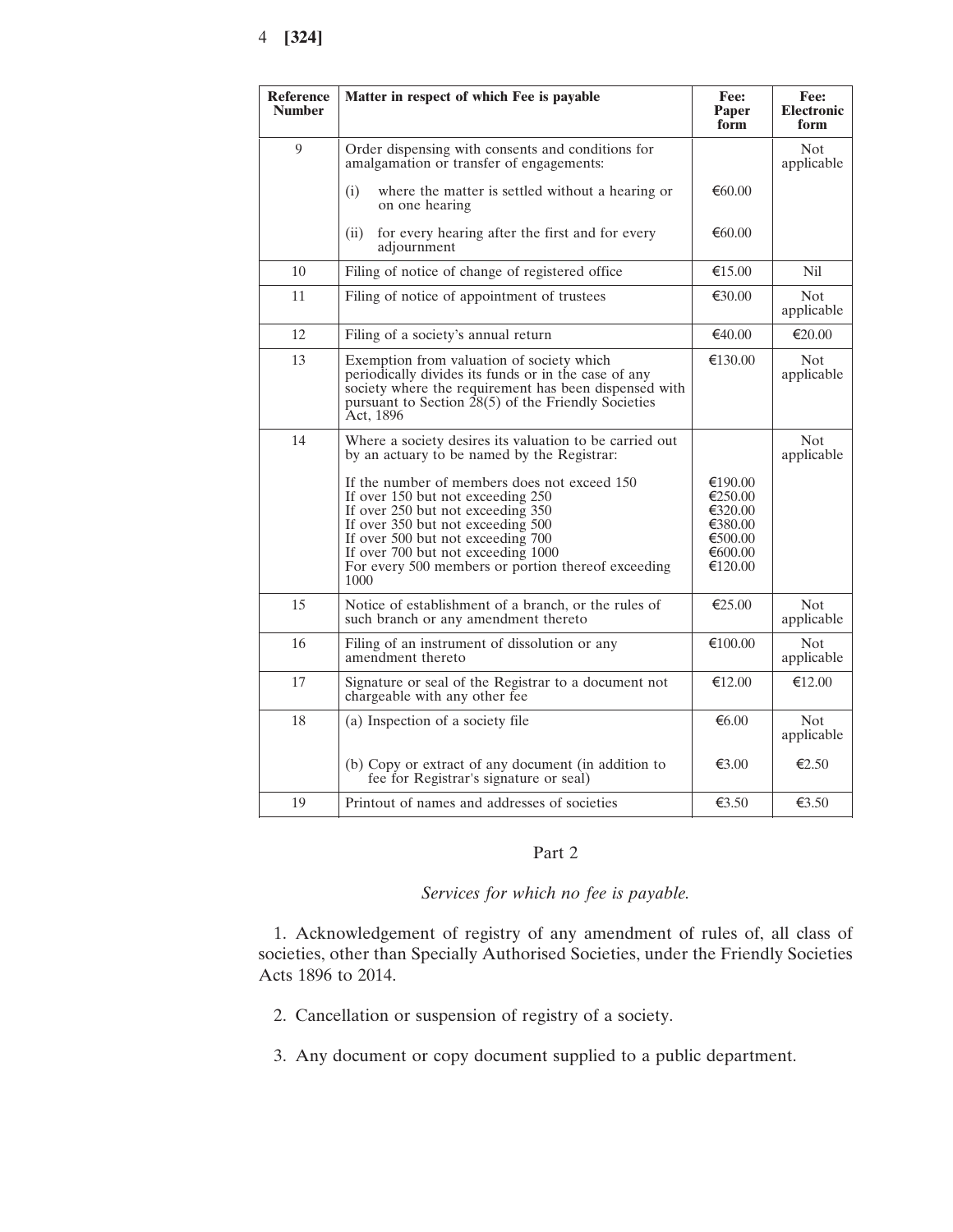| Reference Number | Matter in respect of which Fee is payable | Fee: Paper form | Fee: Electronic form |
|---|---|---|---|
| 9 | Order dispensing with consents and conditions for amalgamation or transfer of engagements: | | Not applicable |
| | (i) where the matter is settled without a hearing or on one hearing | €60.00 | |
| | (ii) for every hearing after the first and for every adjournment | €60.00 | |
| 10 | Filing of notice of change of registered office | €15.00 | Nil |
| 11 | Filing of notice of appointment of trustees | €30.00 | Not applicable |
| 12 | Filing of a society's annual return | €40.00 | €20.00 |
| 13 | Exemption from valuation of society which periodically divides its funds or in the case of any society where the requirement has been dispensed with pursuant to Section 28(5) of the Friendly Societies Act, 1896 | €130.00 | Not applicable |
| 14 | Where a society desires its valuation to be carried out by an actuary to be named by the Registrar: | | Not applicable |
| | If the number of members does not exceed 150 | €190.00 | |
| | If over 150 but not exceeding 250 | €250.00 | |
| | If over 250 but not exceeding 350 | €320.00 | |
| | If over 350 but not exceeding 500 | €380.00 | |
| | If over 500 but not exceeding 700 | €500.00 | |
| | If over 700 but not exceeding 1000 | €600.00 | |
| | For every 500 members or portion thereof exceeding 1000 | €120.00 | |
| 15 | Notice of establishment of a branch, or the rules of such branch or any amendment thereto | €25.00 | Not applicable |
| 16 | Filing of an instrument of dissolution or any amendment thereto | €100.00 | Not applicable |
| 17 | Signature or seal of the Registrar to a document not chargeable with any other fee | €12.00 | €12.00 |
| 18 | (a) Inspection of a society file | €6.00 | Not applicable |
| | (b) Copy or extract of any document (in addition to fee for Registrar's signature or seal) | €3.00 | €2.50 |
| 19 | Printout of names and addresses of societies | €3.50 | €3.50 |

## Part 2

*Services for which no fee is payable.*

1. Acknowledgement of registry of any amendment of rules of, all class of societies, other than Specially Authorised Societies, under the Friendly Societies Acts 1896 to 2014.

2. Cancellation or suspension of registry of a society.

3. Any document or copy document supplied to a public department.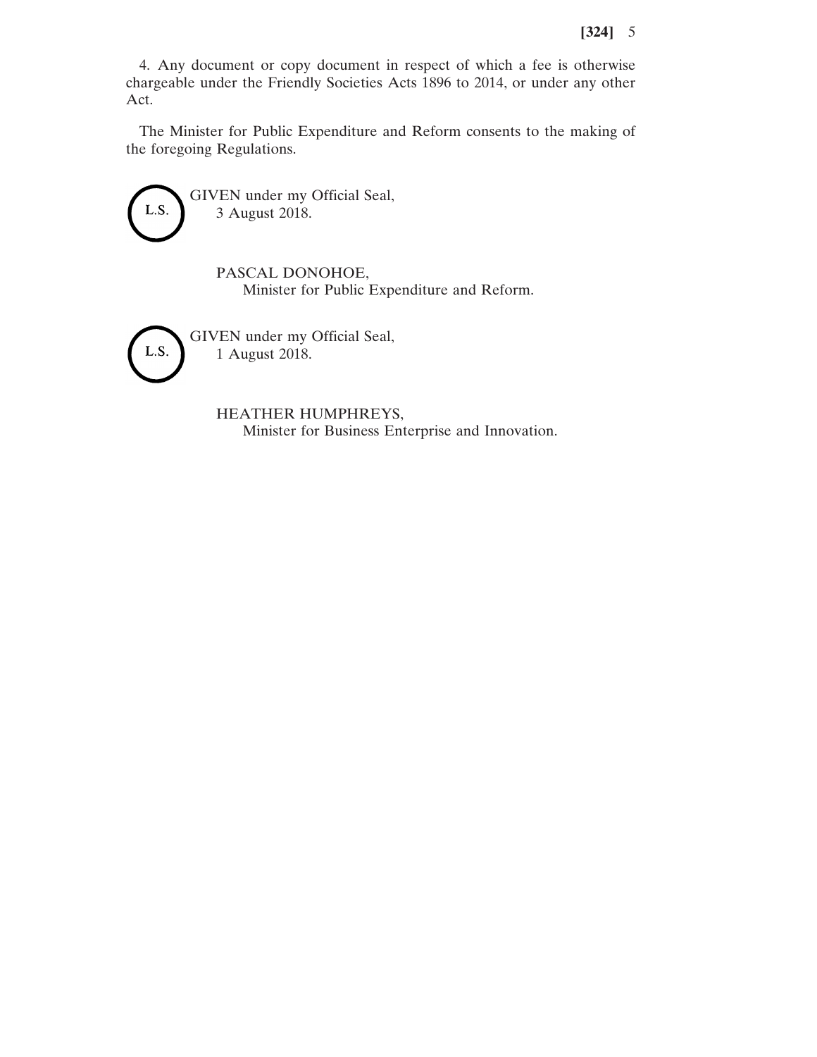4. Any document or copy document in respect of which a fee is otherwise chargeable under the Friendly Societies Acts 1896 to 2014, or under any other Act.

The Minister for Public Expenditure and Reform consents to the making of the foregoing Regulations.

L.S.

GIVEN under my Official Seal,
3 August 2018.

PASCAL DONOHOE,
Minister for Public Expenditure and Reform.

L.S.

GIVEN under my Official Seal,
1 August 2018.

HEATHER HUMPHREYS,
Minister for Business Enterprise and Innovation.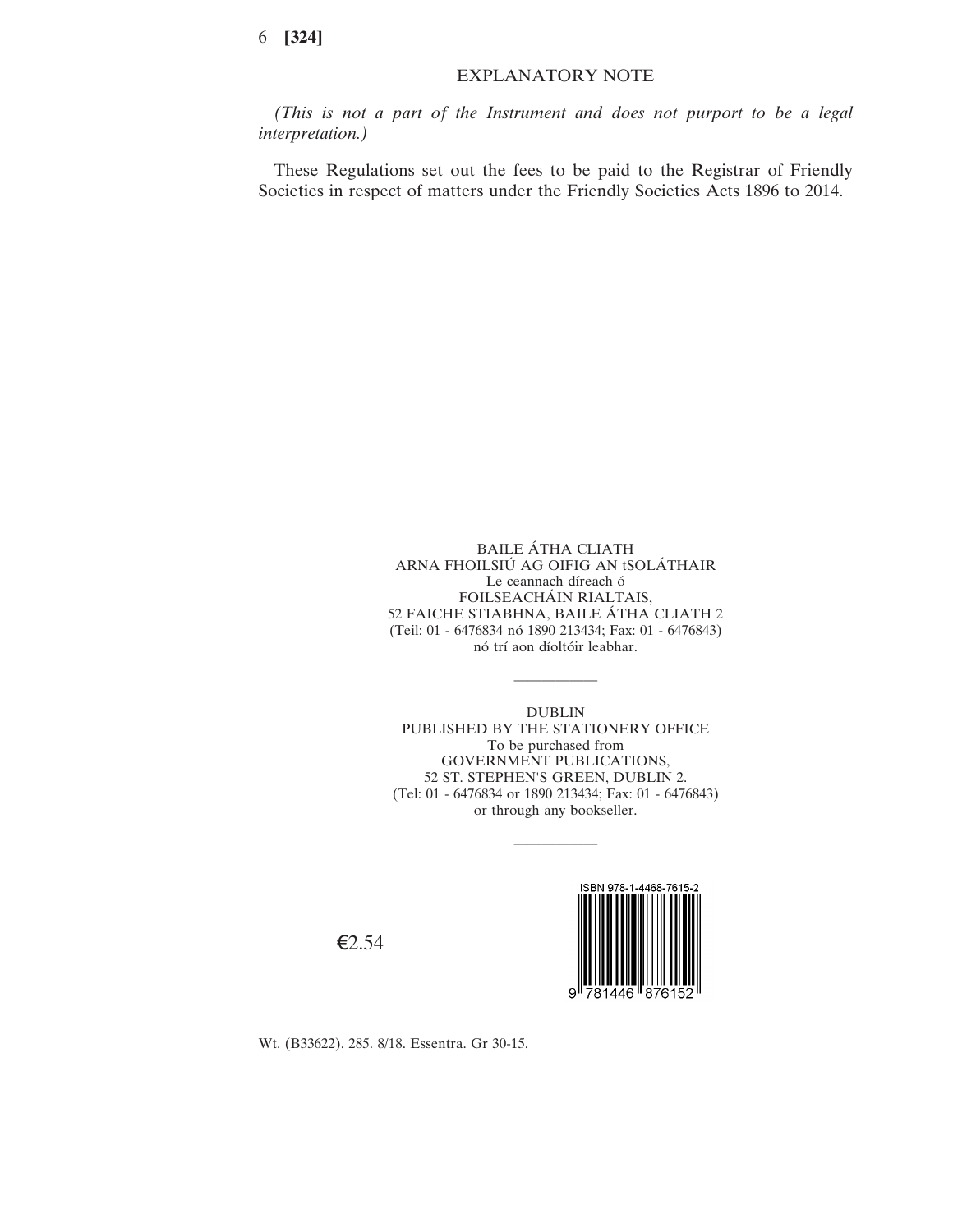## EXPLANATORY NOTE

*(This is not a part of the Instrument and does not purport to be a legal interpretation.)*

These Regulations set out the fees to be paid to the Registrar of Friendly Societies in respect of matters under the Friendly Societies Acts 1896 to 2014.

BAILE ÁTHA CLIATH
ARNA FHOILSIÚ AG OIFIG AN tSOLÁTHAIR
Le ceannach díreach ó
FOILSEACHÁIN RIALTAIS,
52 FAICHE STIABHNA, BAILE ÁTHA CLIATH 2
(Teil: 01 - 6476834 nó 1890 213434; Fax: 01 - 6476843)
nó trí aon díoltóir leabhar.

---

DUBLIN
PUBLISHED BY THE STATIONERY OFFICE
To be purchased from
GOVERNMENT PUBLICATIONS,
52 ST. STEPHEN'S GREEN, DUBLIN 2.
(Tel: 01 - 6476834 or 1890 213434; Fax: 01 - 6476843)
or through any bookseller.

---

€2.54

ISBN 978-1-4468-7615-2

9 781446 876152

Wt. (B33622). 285. 8/18. Essentra. Gr 30-15.